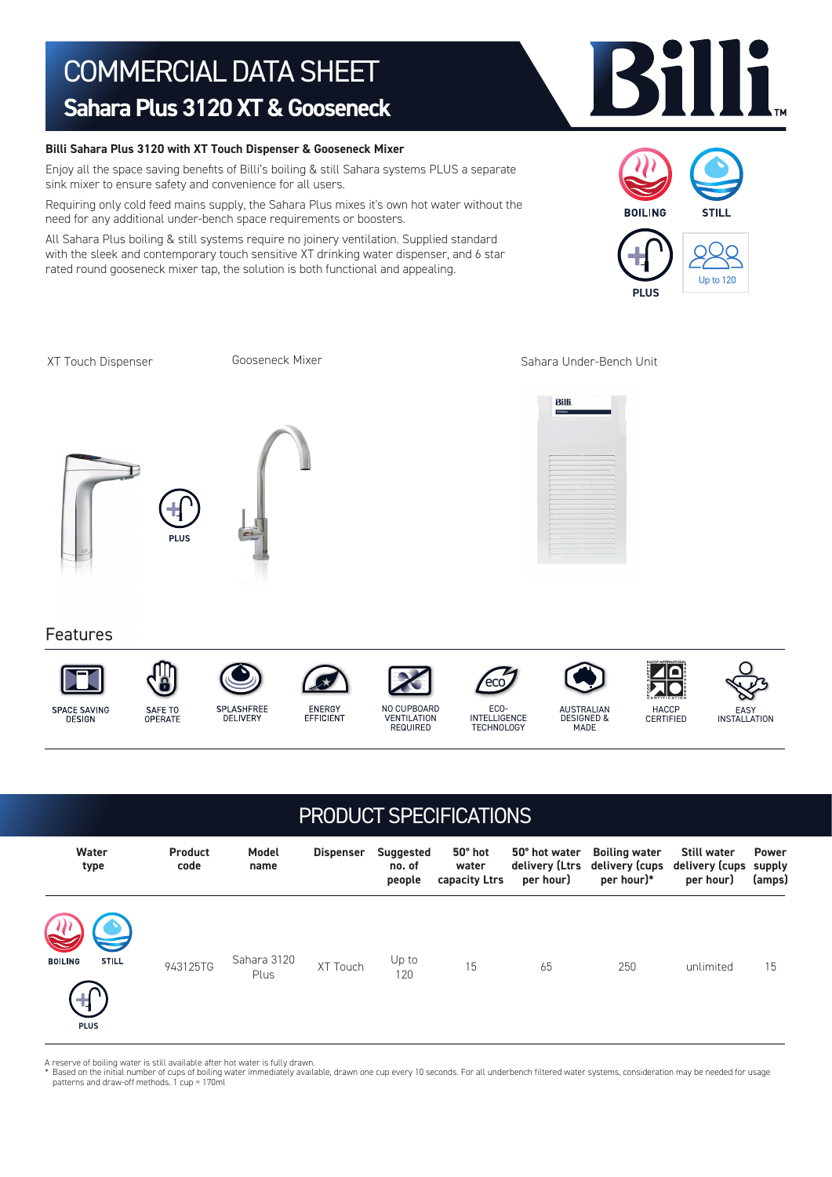# COMMERCIAL DATA SHEET

## Sahara Plus 3120 XT & Gooseneck

**Billi Sahara Plus 3120 with XT Touch Dispenser & Gooseneck Mixer**

Enjoy all the space saving benefits of Billi's boiling & still Sahara systems PLUS a separate sink mixer to ensure safety and convenience for all users.

Requiring only cold feed mains supply, the Sahara Plus mixes it's own hot water without the need for any additional under-bench space requirements or boosters.

All Sahara Plus boiling & still systems require no joinery ventilation. Supplied standard with the sleek and contemporary touch sensitive XT drinking water dispenser, and 6 star rated round gooseneck mixer tap, the solution is both functional and appealing.

BOILING | STILL | PLUS | Up to 120

XT Touch Dispenser | Gooseneck Mixer | Sahara Under-Bench Unit

PLUS

## Features

- SPACE SAVING DESIGN
- SAFE TO OPERATE
- SPLASHFREE DELIVERY
- ENERGY EFFICIENT
- NO CUPBOARD VENTILATION REQUIRED
- ECO-INTELLIGENCE TECHNOLOGY
- AUSTRALIAN DESIGNED & MADE
- HACCP CERTIFIED
- EASY INSTALLATION

## PRODUCT SPECIFICATIONS

| Water type | Product code | Model name | Dispenser | Suggested no. of people | 50° hot water capacity Ltrs | 50° hot water delivery (Ltrs per hour) | Boiling water delivery (cups per hour)* | Still water delivery (cups per hour) | Power supply (amps) |
|---|---|---|---|---|---|---|---|---|---|
| BOILING, STILL, PLUS | 943125TG | Sahara 3120 Plus | XT Touch | Up to 120 | 15 | 65 | 250 | unlimited | 15 |

A reserve of boiling water is still available after hot water is fully drawn.

\* Based on the initial number of cups of boiling water immediately available, drawn one cup every 10 seconds. For all underbench filtered water systems, consideration may be needed for usage patterns and draw-off methods. 1 cup = 170ml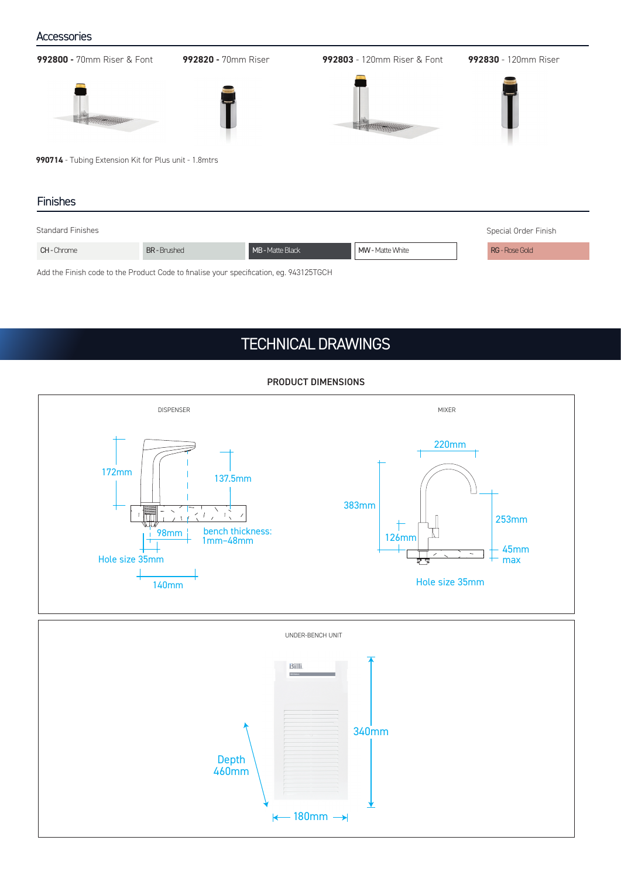## Accessories

**992800 -** 70mm Riser & Font

**992820 -** 70mm Riser

**992803** - 120mm Riser & Font

**992830** - 120mm Riser

**990714** - Tubing Extension Kit for Plus unit - 1.8mtrs

## Finishes

Standard Finishes

| CH - Chrome | BR - Brushed | MB - Matte Black | MW - Matte White |
|---|---|---|---|

Special Order Finish

| RG - Rose Gold |
|---|

Add the Finish code to the Product Code to finalise your specification, eg. 943125TGCH

# TECHNICAL DRAWINGS

### PRODUCT DIMENSIONS

DISPENSER

172mm

137.5mm

98mm

bench thickness: 1mm–48mm

Hole size 35mm

140mm

MIXER

220mm

383mm

253mm

126mm

45mm max

Hole size 35mm

UNDER-BENCH UNIT

340mm

Depth 460mm

180mm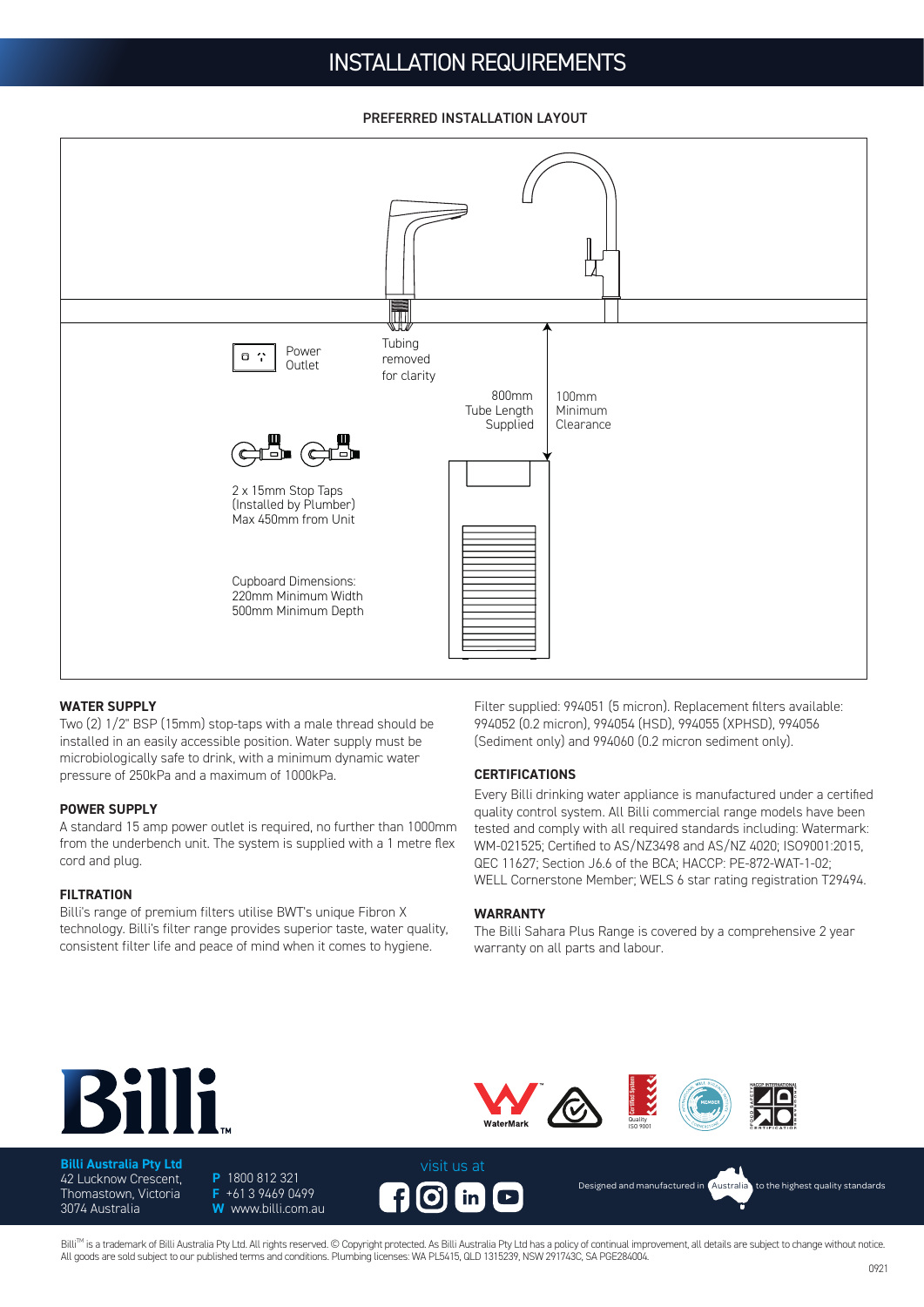# INSTALLATION REQUIREMENTS

## PREFERRED INSTALLATION LAYOUT

Power Outlet

Tubing removed for clarity

800mm Tube Length Supplied

100mm Minimum Clearance

2 x 15mm Stop Taps (Installed by Plumber) Max 450mm from Unit

Cupboard Dimensions:
220mm Minimum Width
500mm Minimum Depth

### WATER SUPPLY

Two (2) 1/2" BSP (15mm) stop-taps with a male thread should be installed in an easily accessible position. Water supply must be microbiologically safe to drink, with a minimum dynamic water pressure of 250kPa and a maximum of 1000kPa.

### POWER SUPPLY

A standard 15 amp power outlet is required, no further than 1000mm from the underbench unit. The system is supplied with a 1 metre flex cord and plug.

### FILTRATION

Billi's range of premium filters utilise BWT's unique Fibron X technology. Billi's filter range provides superior taste, water quality, consistent filter life and peace of mind when it comes to hygiene.

Filter supplied: 994051 (5 micron). Replacement filters available: 994052 (0.2 micron), 994054 (HSD), 994055 (XPHSD), 994056 (Sediment only) and 994060 (0.2 micron sediment only).

### CERTIFICATIONS

Every Billi drinking water appliance is manufactured under a certified quality control system. All Billi commercial range models have been tested and comply with all required standards including: Watermark: WM-021525; Certified to AS/NZ3498 and AS/NZ 4020; ISO9001:2015, QEC 11627; Section J6.6 of the BCA; HACCP: PE-872-WAT-1-02; WELL Cornerstone Member; WELS 6 star rating registration T29494.

### WARRANTY

The Billi Sahara Plus Range is covered by a comprehensive 2 year warranty on all parts and labour.

**Billi Australia Pty Ltd**
42 Lucknow Crescent,
Thomastown, Victoria
3074 Australia

**P** 1800 812 321
**F** +61 3 9469 0499
**W** www.billi.com.au

visit us at

Designed and manufactured in Australia to the highest quality standards

Billi™ is a trademark of Billi Australia Pty Ltd. All rights reserved. © Copyright protected. As Billi Australia Pty Ltd has a policy of continual improvement, all details are subject to change without notice. All goods are sold subject to our published terms and conditions. Plumbing licenses: WA PL5415, QLD 1315239, NSW 291743C, SA PGE284004.

0921